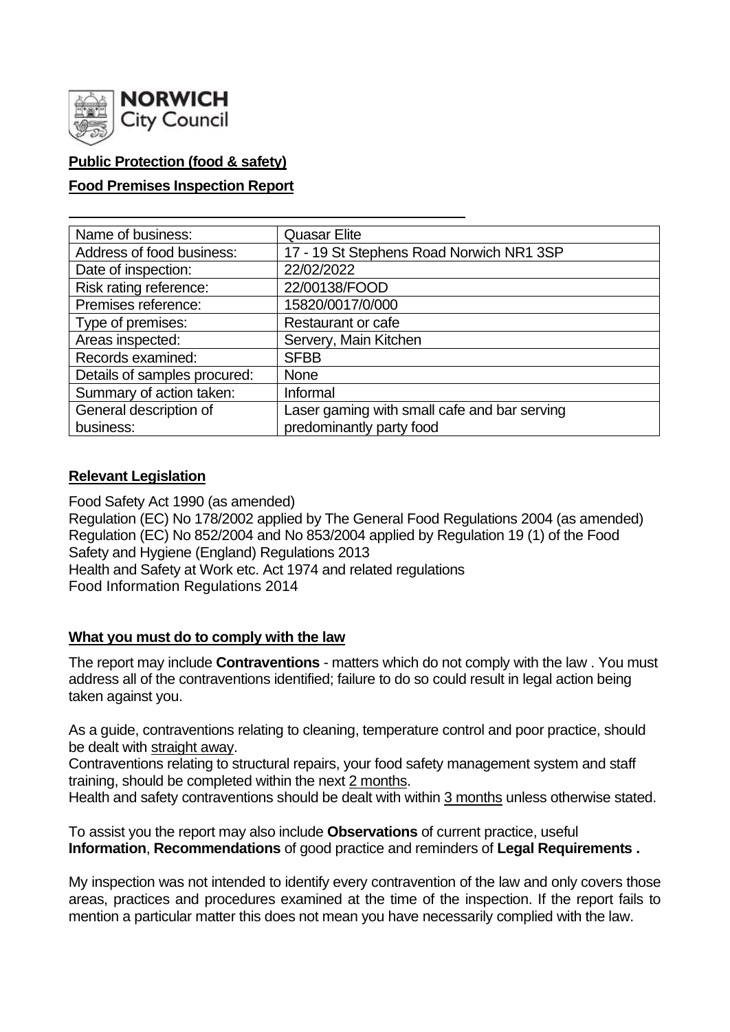NORWICH City Council

**Public Protection (food & safety)**

**Food Premises Inspection Report**

| Name of business: | Quasar Elite |
|---|---|
| Address of food business: | 17 - 19 St Stephens Road Norwich NR1 3SP |
| Date of inspection: | 22/02/2022 |
| Risk rating reference: | 22/00138/FOOD |
| Premises reference: | 15820/0017/0/000 |
| Type of premises: | Restaurant or cafe |
| Areas inspected: | Servery, Main Kitchen |
| Records examined: | SFBB |
| Details of samples procured: | None |
| Summary of action taken: | Informal |
| General description of business: | Laser gaming with small cafe and bar serving predominantly party food |

**Relevant Legislation**

Food Safety Act 1990 (as amended)
Regulation (EC) No 178/2002 applied by The General Food Regulations 2004 (as amended)
Regulation (EC) No 852/2004 and No 853/2004 applied by Regulation 19 (1) of the Food Safety and Hygiene (England) Regulations 2013
Health and Safety at Work etc. Act 1974 and related regulations
Food Information Regulations 2014

**What you must do to comply with the law**

The report may include **Contraventions** - matters which do not comply with the law . You must address all of the contraventions identified; failure to do so could result in legal action being taken against you.

As a guide, contraventions relating to cleaning, temperature control and poor practice, should be dealt with straight away.
Contraventions relating to structural repairs, your food safety management system and staff training, should be completed within the next 2 months.
Health and safety contraventions should be dealt with within 3 months unless otherwise stated.

To assist you the report may also include **Observations** of current practice, useful **Information**, **Recommendations** of good practice and reminders of **Legal Requirements .**

My inspection was not intended to identify every contravention of the law and only covers those areas, practices and procedures examined at the time of the inspection. If the report fails to mention a particular matter this does not mean you have necessarily complied with the law.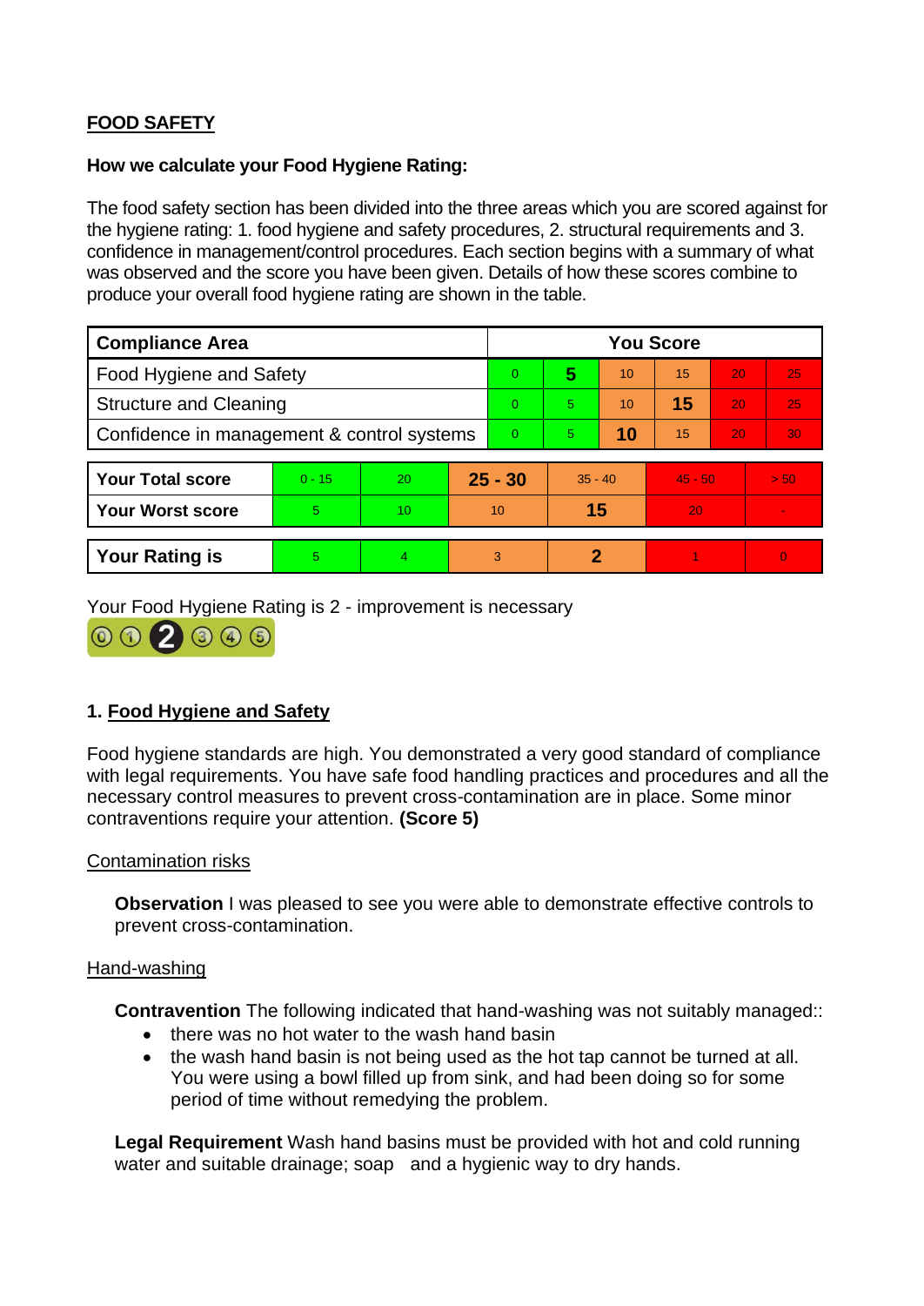**FOOD SAFETY**

**How we calculate your Food Hygiene Rating:**

The food safety section has been divided into the three areas which you are scored against for the hygiene rating: 1. food hygiene and safety procedures, 2. structural requirements and 3. confidence in management/control procedures. Each section begins with a summary of what was observed and the score you have been given. Details of how these scores combine to produce your overall food hygiene rating are shown in the table.

| Compliance Area | You Score | | | | | |
|---|---|---|---|---|---|---|
| Food Hygiene and Safety | 0 | **5** | 10 | 15 | 20 | 25 |
| Structure and Cleaning | 0 | 5 | 10 | **15** | 20 | 25 |
| Confidence in management & control systems | 0 | 5 | **10** | 15 | 20 | 30 |

| | | | | | | |
|---|---|---|---|---|---|---|
| **Your Total score** | 0 - 15 | 20 | **25 - 30** | 35 - 40 | 45 - 50 | > 50 |
| **Your Worst score** | 5 | 10 | 10 | **15** | 20 | - |
| **Your Rating is** | 5 | 4 | 3 | **2** | 1 | 0 |

Your Food Hygiene Rating is 2 - improvement is necessary

## 1. Food Hygiene and Safety

Food hygiene standards are high. You demonstrated a very good standard of compliance with legal requirements. You have safe food handling practices and procedures and all the necessary control measures to prevent cross-contamination are in place. Some minor contraventions require your attention. **(Score 5)**

Contamination risks

**Observation** I was pleased to see you were able to demonstrate effective controls to prevent cross-contamination.

Hand-washing

**Contravention** The following indicated that hand-washing was not suitably managed::

- there was no hot water to the wash hand basin
- the wash hand basin is not being used as the hot tap cannot be turned at all. You were using a bowl filled up from sink, and had been doing so for some period of time without remedying the problem.

**Legal Requirement** Wash hand basins must be provided with hot and cold running water and suitable drainage; soap and a hygienic way to dry hands.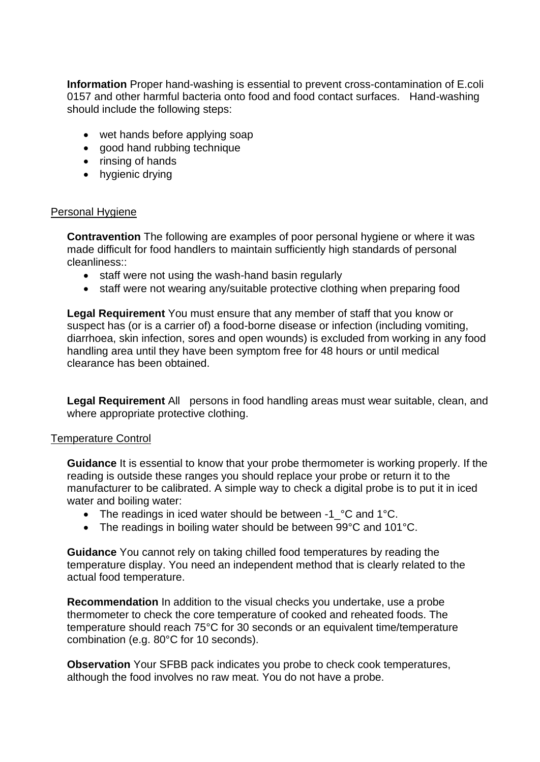**Information** Proper hand-washing is essential to prevent cross-contamination of E.coli 0157 and other harmful bacteria onto food and food contact surfaces. Hand-washing should include the following steps:

- wet hands before applying soap
- good hand rubbing technique
- rinsing of hands
- hygienic drying

Personal Hygiene

**Contravention** The following are examples of poor personal hygiene or where it was made difficult for food handlers to maintain sufficiently high standards of personal cleanliness::

- staff were not using the wash-hand basin regularly
- staff were not wearing any/suitable protective clothing when preparing food

**Legal Requirement** You must ensure that any member of staff that you know or suspect has (or is a carrier of) a food-borne disease or infection (including vomiting, diarrhoea, skin infection, sores and open wounds) is excluded from working in any food handling area until they have been symptom free for 48 hours or until medical clearance has been obtained.

**Legal Requirement** All persons in food handling areas must wear suitable, clean, and where appropriate protective clothing.

Temperature Control

**Guidance** It is essential to know that your probe thermometer is working properly. If the reading is outside these ranges you should replace your probe or return it to the manufacturer to be calibrated. A simple way to check a digital probe is to put it in iced water and boiling water:

- The readings in iced water should be between -1_°C and 1°C.
- The readings in boiling water should be between 99°C and 101°C.

**Guidance** You cannot rely on taking chilled food temperatures by reading the temperature display. You need an independent method that is clearly related to the actual food temperature.

**Recommendation** In addition to the visual checks you undertake, use a probe thermometer to check the core temperature of cooked and reheated foods. The temperature should reach 75°C for 30 seconds or an equivalent time/temperature combination (e.g. 80°C for 10 seconds).

**Observation** Your SFBB pack indicates you probe to check cook temperatures, although the food involves no raw meat. You do not have a probe.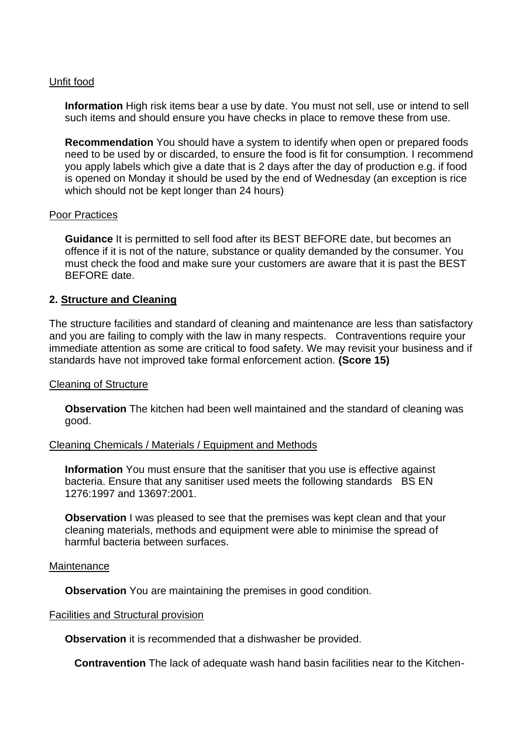Unfit food

**Information** High risk items bear a use by date. You must not sell, use or intend to sell such items and should ensure you have checks in place to remove these from use.

**Recommendation** You should have a system to identify when open or prepared foods need to be used by or discarded, to ensure the food is fit for consumption. I recommend you apply labels which give a date that is 2 days after the day of production e.g. if food is opened on Monday it should be used by the end of Wednesday (an exception is rice which should not be kept longer than 24 hours)

Poor Practices

**Guidance** It is permitted to sell food after its BEST BEFORE date, but becomes an offence if it is not of the nature, substance or quality demanded by the consumer. You must check the food and make sure your customers are aware that it is past the BEST BEFORE date.

## 2. Structure and Cleaning

The structure facilities and standard of cleaning and maintenance are less than satisfactory and you are failing to comply with the law in many respects. Contraventions require your immediate attention as some are critical to food safety. We may revisit your business and if standards have not improved take formal enforcement action. **(Score 15)**

Cleaning of Structure

**Observation** The kitchen had been well maintained and the standard of cleaning was good.

Cleaning Chemicals / Materials / Equipment and Methods

**Information** You must ensure that the sanitiser that you use is effective against bacteria. Ensure that any sanitiser used meets the following standards BS EN 1276:1997 and 13697:2001.

**Observation** I was pleased to see that the premises was kept clean and that your cleaning materials, methods and equipment were able to minimise the spread of harmful bacteria between surfaces.

Maintenance

**Observation** You are maintaining the premises in good condition.

Facilities and Structural provision

**Observation** it is recommended that a dishwasher be provided.

**Contravention** The lack of adequate wash hand basin facilities near to the Kitchen-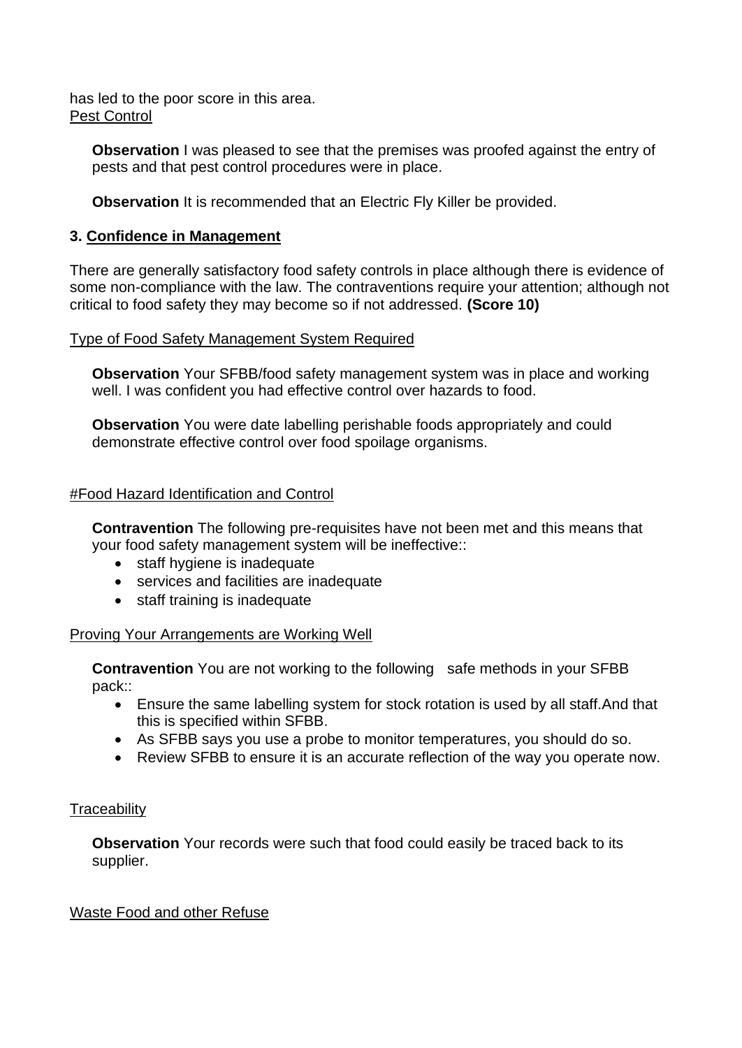has led to the poor score in this area.

Pest Control

**Observation** I was pleased to see that the premises was proofed against the entry of pests and that pest control procedures were in place.

**Observation** It is recommended that an Electric Fly Killer be provided.

## 3. Confidence in Management

There are generally satisfactory food safety controls in place although there is evidence of some non-compliance with the law. The contraventions require your attention; although not critical to food safety they may become so if not addressed. **(Score 10)**

Type of Food Safety Management System Required

**Observation** Your SFBB/food safety management system was in place and working well. I was confident you had effective control over hazards to food.

**Observation** You were date labelling perishable foods appropriately and could demonstrate effective control over food spoilage organisms.

#Food Hazard Identification and Control

**Contravention** The following pre-requisites have not been met and this means that your food safety management system will be ineffective::

- staff hygiene is inadequate
- services and facilities are inadequate
- staff training is inadequate

Proving Your Arrangements are Working Well

**Contravention** You are not working to the following safe methods in your SFBB pack::

- Ensure the same labelling system for stock rotation is used by all staff.And that this is specified within SFBB.
- As SFBB says you use a probe to monitor temperatures, you should do so.
- Review SFBB to ensure it is an accurate reflection of the way you operate now.

Traceability

**Observation** Your records were such that food could easily be traced back to its supplier.

Waste Food and other Refuse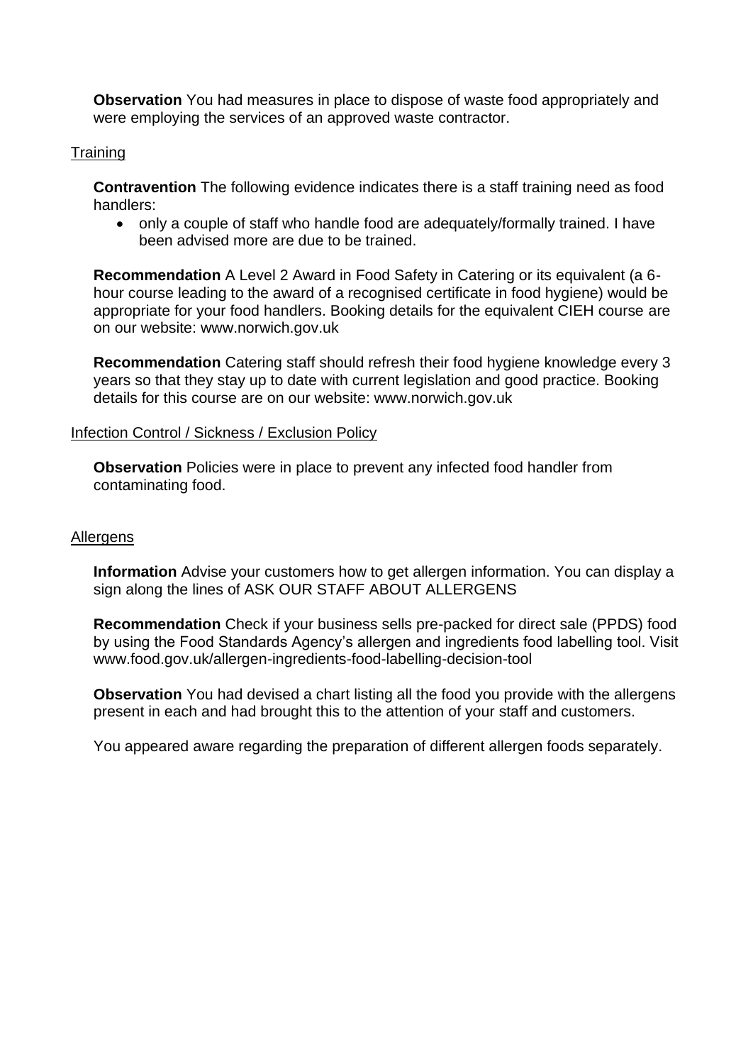**Observation** You had measures in place to dispose of waste food appropriately and were employing the services of an approved waste contractor.

Training

**Contravention** The following evidence indicates there is a staff training need as food handlers:

- only a couple of staff who handle food are adequately/formally trained. I have been advised more are due to be trained.

**Recommendation** A Level 2 Award in Food Safety in Catering or its equivalent (a 6-hour course leading to the award of a recognised certificate in food hygiene) would be appropriate for your food handlers. Booking details for the equivalent CIEH course are on our website: www.norwich.gov.uk

**Recommendation** Catering staff should refresh their food hygiene knowledge every 3 years so that they stay up to date with current legislation and good practice. Booking details for this course are on our website: www.norwich.gov.uk

Infection Control / Sickness / Exclusion Policy

**Observation** Policies were in place to prevent any infected food handler from contaminating food.

Allergens

**Information** Advise your customers how to get allergen information. You can display a sign along the lines of ASK OUR STAFF ABOUT ALLERGENS

**Recommendation** Check if your business sells pre-packed for direct sale (PPDS) food by using the Food Standards Agency's allergen and ingredients food labelling tool. Visit www.food.gov.uk/allergen-ingredients-food-labelling-decision-tool

**Observation** You had devised a chart listing all the food you provide with the allergens present in each and had brought this to the attention of your staff and customers.

You appeared aware regarding the preparation of different allergen foods separately.